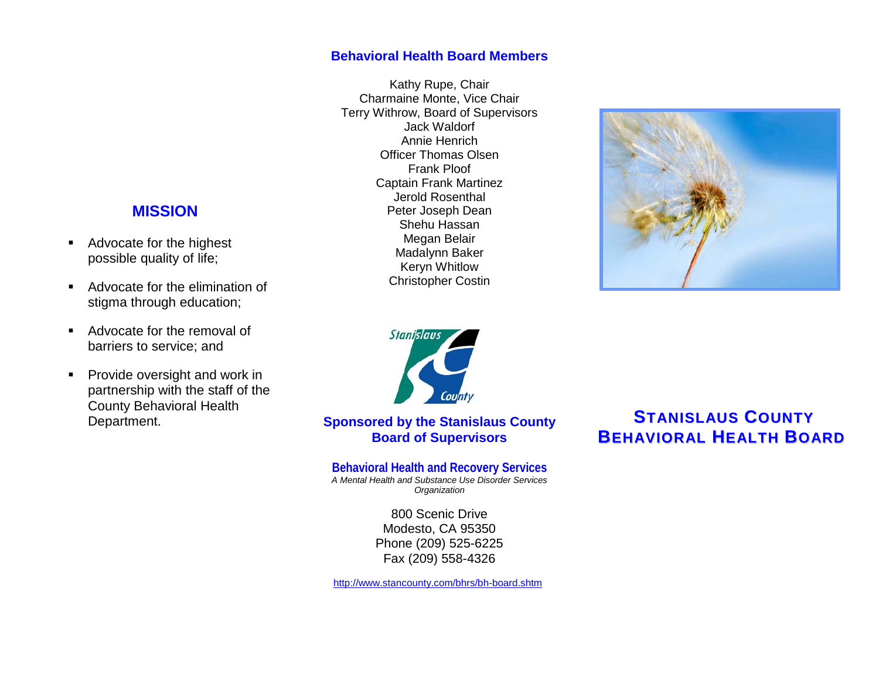## MISSION

- Advocate for the highest possible quality of life;
- Advocate for the elimination of stigma through education;
- Advocate for the removal of barriers to service; and
- Provide oversight and work in partnership with the staff of the County Behavioral Health Department.

### Behavioral Health Board Members

Kathy Rupe, Chair
Charmaine Monte, Vice Chair
Terry Withrow, Board of Supervisors
Jack Waldorf
Annie Henrich
Officer Thomas Olsen
Frank Ploof
Captain Frank Martinez
Jerold Rosenthal
Peter Joseph Dean
Shehu Hassan
Megan Belair
Madalynn Baker
Keryn Whitlow
Christopher Costin

**Sponsored by the Stanislaus County Board of Supervisors**

**Behavioral Health and Recovery Services**
*A Mental Health and Substance Use Disorder Services Organization*

800 Scenic Drive
Modesto, CA 95350
Phone (209) 525-6225
Fax (209) 558-4326

http://www.stancounty.com/bhrs/bh-board.shtm

# STANISLAUS COUNTY BEHAVIORAL HEALTH BOARD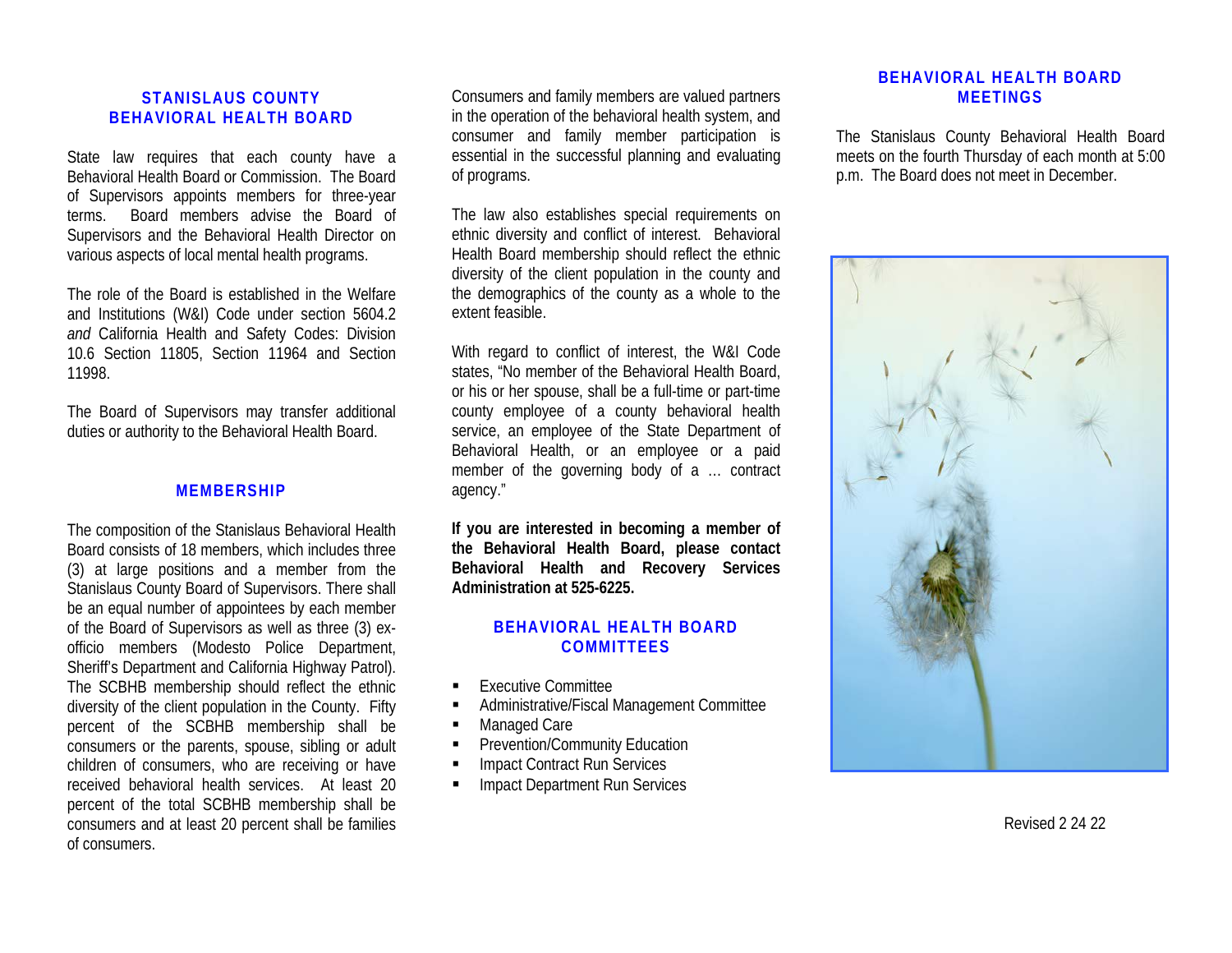## STANISLAUS COUNTY BEHAVIORAL HEALTH BOARD

State law requires that each county have a Behavioral Health Board or Commission. The Board of Supervisors appoints members for three-year terms. Board members advise the Board of Supervisors and the Behavioral Health Director on various aspects of local mental health programs.

The role of the Board is established in the Welfare and Institutions (W&I) Code under section 5604.2 *and* California Health and Safety Codes: Division 10.6 Section 11805, Section 11964 and Section 11998.

The Board of Supervisors may transfer additional duties or authority to the Behavioral Health Board.

## MEMBERSHIP

The composition of the Stanislaus Behavioral Health Board consists of 18 members, which includes three (3) at large positions and a member from the Stanislaus County Board of Supervisors. There shall be an equal number of appointees by each member of the Board of Supervisors as well as three (3) ex-officio members (Modesto Police Department, Sheriff's Department and California Highway Patrol). The SCBHB membership should reflect the ethnic diversity of the client population in the County. Fifty percent of the SCBHB membership shall be consumers or the parents, spouse, sibling or adult children of consumers, who are receiving or have received behavioral health services. At least 20 percent of the total SCBHB membership shall be consumers and at least 20 percent shall be families of consumers.

Consumers and family members are valued partners in the operation of the behavioral health system, and consumer and family member participation is essential in the successful planning and evaluating of programs.

The law also establishes special requirements on ethnic diversity and conflict of interest. Behavioral Health Board membership should reflect the ethnic diversity of the client population in the county and the demographics of the county as a whole to the extent feasible.

With regard to conflict of interest, the W&I Code states, "No member of the Behavioral Health Board, or his or her spouse, shall be a full-time or part-time county employee of a county behavioral health service, an employee of the State Department of Behavioral Health, or an employee or a paid member of the governing body of a … contract agency."

**If you are interested in becoming a member of the Behavioral Health Board, please contact Behavioral Health and Recovery Services Administration at 525-6225.**

## BEHAVIORAL HEALTH BOARD COMMITTEES

- Executive Committee
- Administrative/Fiscal Management Committee
- Managed Care
- Prevention/Community Education
- Impact Contract Run Services
- Impact Department Run Services

## BEHAVIORAL HEALTH BOARD MEETINGS

The Stanislaus County Behavioral Health Board meets on the fourth Thursday of each month at 5:00 p.m. The Board does not meet in December.

Revised 2 24 22